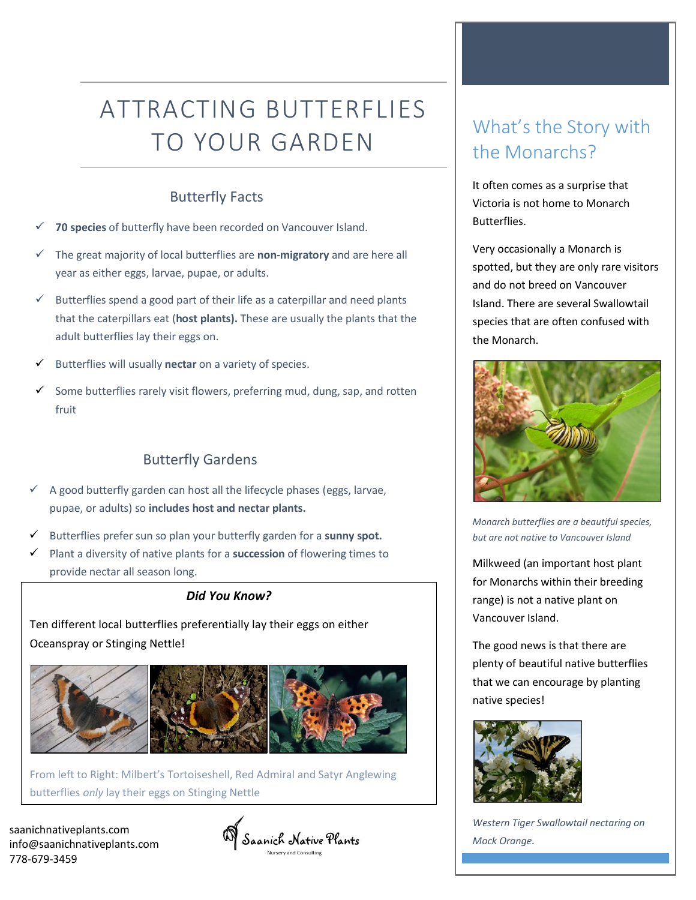# ATTRACTING BUTTERFLIES TO YOUR GARDEN

## Butterfly Facts

- **70 species** of butterfly have been recorded on Vancouver Island.
- The great majority of local butterflies are **non-migratory** and are here all year as either eggs, larvae, pupae, or adults.
- Butterflies spend a good part of their life as a caterpillar and need plants that the caterpillars eat (**host plants).** These are usually the plants that the adult butterflies lay their eggs on.
- Butterflies will usually **nectar** on a variety of species.
- Some butterflies rarely visit flowers, preferring mud, dung, sap, and rotten fruit

## Butterfly Gardens

- A good butterfly garden can host all the lifecycle phases (eggs, larvae, pupae, or adults) so **includes host and nectar plants.**
- Butterflies prefer sun so plan your butterfly garden for a **sunny spot.**
- Plant a diversity of native plants for a **succession** of flowering times to provide nectar all season long.

***Did You Know?***

Ten different local butterflies preferentially lay their eggs on either Oceanspray or Stinging Nettle!

From left to Right: Milbert's Tortoiseshell, Red Admiral and Satyr Anglewing butterflies *only* lay their eggs on Stinging Nettle

## What's the Story with the Monarchs?

It often comes as a surprise that Victoria is not home to Monarch Butterflies.

Very occasionally a Monarch is spotted, but they are only rare visitors and do not breed on Vancouver Island. There are several Swallowtail species that are often confused with the Monarch.

*Monarch butterflies are a beautiful species, but are not native to Vancouver Island*

Milkweed (an important host plant for Monarchs within their breeding range) is not a native plant on Vancouver Island.

The good news is that there are plenty of beautiful native butterflies that we can encourage by planting native species!

*Western Tiger Swallowtail nectaring on Mock Orange.*

saanichnativeplants.com
info@saanichnativeplants.com
778-679-3459

Saanich Native Plants
Nursery and Consulting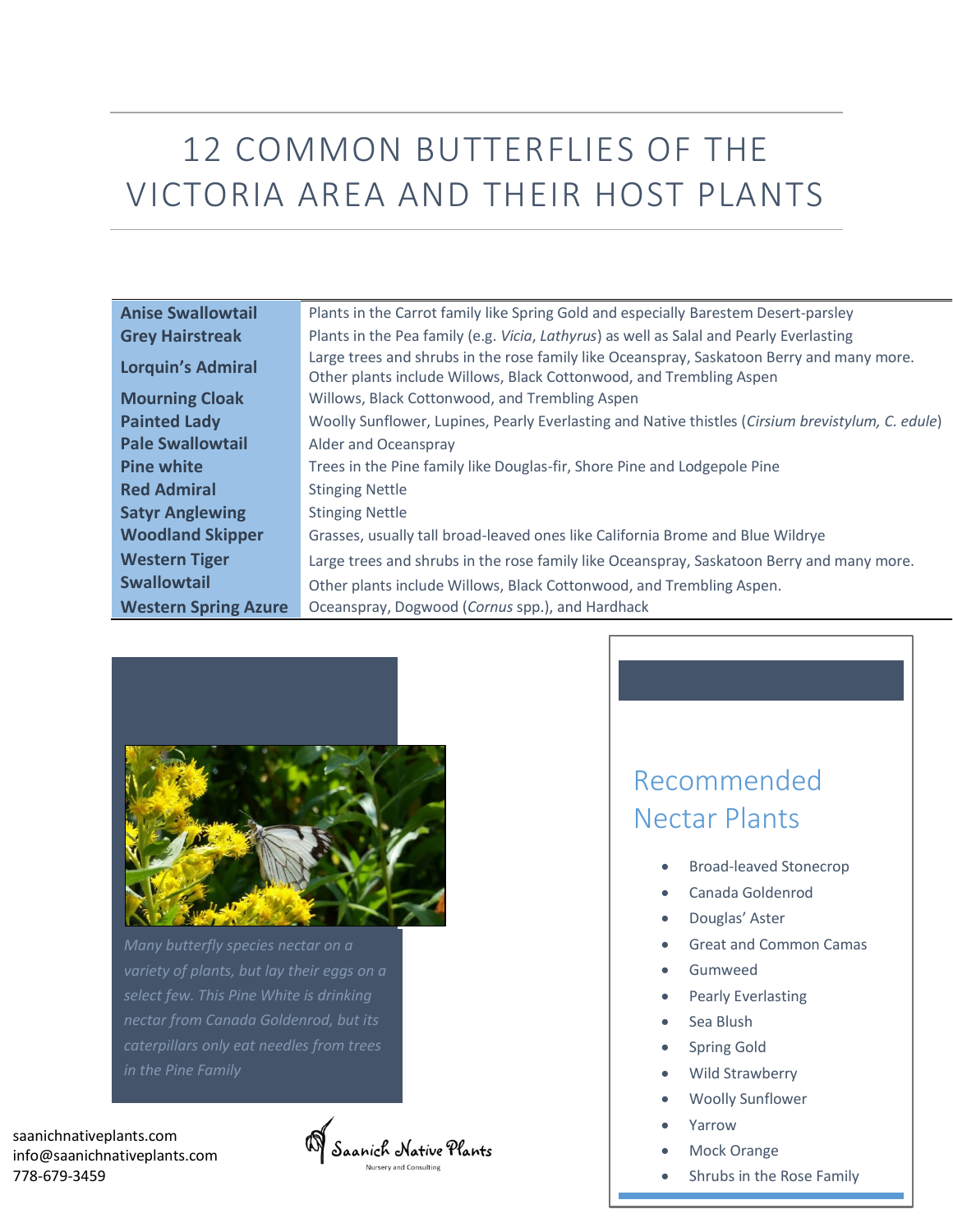# 12 COMMON BUTTERFLIES OF THE VICTORIA AREA AND THEIR HOST PLANTS

| | |
|---|---|
| **Anise Swallowtail** | Plants in the Carrot family like Spring Gold and especially Barestem Desert-parsley |
| **Grey Hairstreak** | Plants in the Pea family (e.g. *Vicia*, *Lathyrus*) as well as Salal and Pearly Everlasting |
| **Lorquin's Admiral** | Large trees and shrubs in the rose family like Oceanspray, Saskatoon Berry and many more. Other plants include Willows, Black Cottonwood, and Trembling Aspen |
| **Mourning Cloak** | Willows, Black Cottonwood, and Trembling Aspen |
| **Painted Lady** | Woolly Sunflower, Lupines, Pearly Everlasting and Native thistles (*Cirsium brevistylum, C. edule*) |
| **Pale Swallowtail** | Alder and Oceanspray |
| **Pine white** | Trees in the Pine family like Douglas-fir, Shore Pine and Lodgepole Pine |
| **Red Admiral** | Stinging Nettle |
| **Satyr Anglewing** | Stinging Nettle |
| **Woodland Skipper** | Grasses, usually tall broad-leaved ones like California Brome and Blue Wildrye |
| **Western Tiger Swallowtail** | Large trees and shrubs in the rose family like Oceanspray, Saskatoon Berry and many more. Other plants include Willows, Black Cottonwood, and Trembling Aspen. |
| **Western Spring Azure** | Oceanspray, Dogwood (*Cornus* spp.), and Hardhack |

*Many butterfly species nectar on a variety of plants, but lay their eggs on a select few. This Pine White is drinking nectar from Canada Goldenrod, but its caterpillars only eat needles from trees in the Pine Family*

## Recommended Nectar Plants

- Broad-leaved Stonecrop
- Canada Goldenrod
- Douglas' Aster
- Great and Common Camas
- Gumweed
- Pearly Everlasting
- Sea Blush
- Spring Gold
- Wild Strawberry
- Woolly Sunflower
- Yarrow
- Mock Orange
- Shrubs in the Rose Family

saanichnativeplants.com
info@saanichnativeplants.com
778-679-3459

Saanich Native Plants
Nursery and Consulting